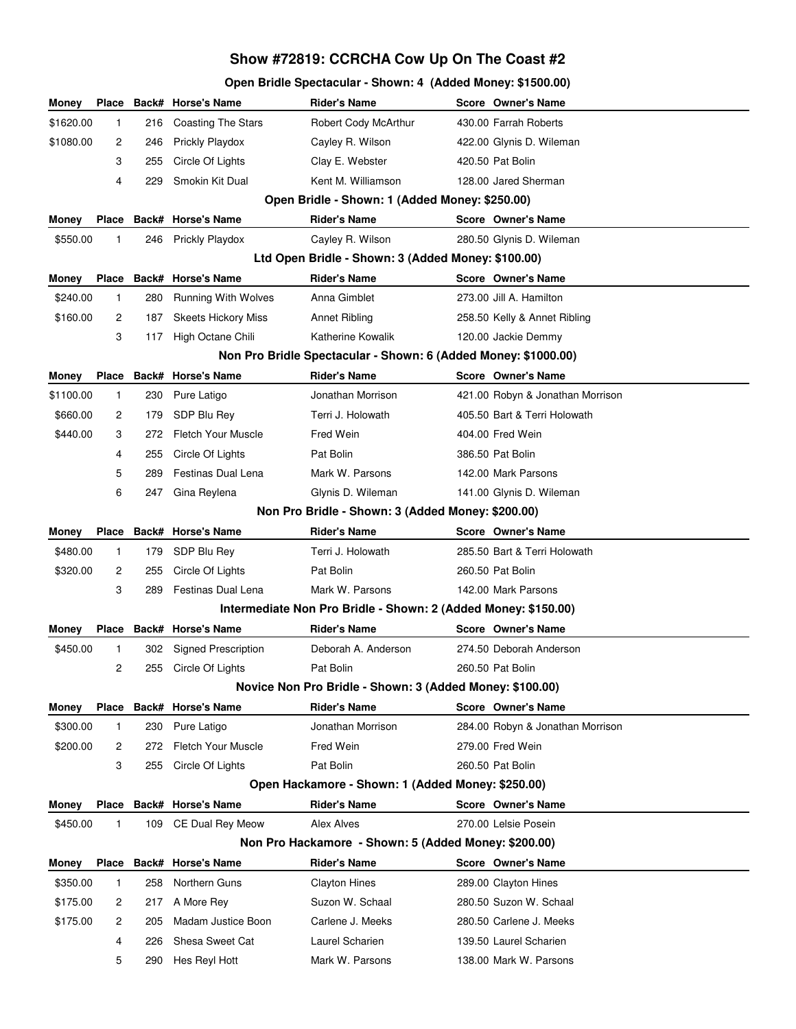# Show #72819: CCRCHA Cow Up On The Coast #2

### Open Bridle Spectacular - Shown: 4 (Added Money: $1500.00)

| Money | Place | Back# | Horse's Name | Rider's Name | Score | Owner's Name |
|---|---|---|---|---|---|---|
| $1620.00 | 1 | 216 | Coasting The Stars | Robert Cody McArthur | 430.00 | Farrah Roberts |
| $1080.00 | 2 | 246 | Prickly Playdox | Cayley R. Wilson | 422.00 | Glynis D. Wileman |
| | 3 | 255 | Circle Of Lights | Clay E. Webster | 420.50 | Pat Bolin |
| | 4 | 229 | Smokin Kit Dual | Kent M. Williamson | 128.00 | Jared Sherman |

### Open Bridle - Shown: 1 (Added Money: $250.00)

| Money | Place | Back# | Horse's Name | Rider's Name | Score | Owner's Name |
|---|---|---|---|---|---|---|
| $550.00 | 1 | 246 | Prickly Playdox | Cayley R. Wilson | 280.50 | Glynis D. Wileman |

### Ltd Open Bridle - Shown: 3 (Added Money: $100.00)

| Money | Place | Back# | Horse's Name | Rider's Name | Score | Owner's Name |
|---|---|---|---|---|---|---|
| $240.00 | 1 | 280 | Running With Wolves | Anna Gimblet | 273.00 | Jill A. Hamilton |
| $160.00 | 2 | 187 | Skeets Hickory Miss | Annet Ribling | 258.50 | Kelly & Annet Ribling |
| | 3 | 117 | High Octane Chili | Katherine Kowalik | 120.00 | Jackie Demmy |

### Non Pro Bridle Spectacular - Shown: 6 (Added Money: $1000.00)

| Money | Place | Back# | Horse's Name | Rider's Name | Score | Owner's Name |
|---|---|---|---|---|---|---|
| $1100.00 | 1 | 230 | Pure Latigo | Jonathan Morrison | 421.00 | Robyn & Jonathan Morrison |
| $660.00 | 2 | 179 | SDP Blu Rey | Terri J. Holowath | 405.50 | Bart & Terri Holowath |
| $440.00 | 3 | 272 | Fletch Your Muscle | Fred Wein | 404.00 | Fred Wein |
| | 4 | 255 | Circle Of Lights | Pat Bolin | 386.50 | Pat Bolin |
| | 5 | 289 | Festinas Dual Lena | Mark W. Parsons | 142.00 | Mark Parsons |
| | 6 | 247 | Gina Reylena | Glynis D. Wileman | 141.00 | Glynis D. Wileman |

### Non Pro Bridle - Shown: 3 (Added Money: $200.00)

| Money | Place | Back# | Horse's Name | Rider's Name | Score | Owner's Name |
|---|---|---|---|---|---|---|
| $480.00 | 1 | 179 | SDP Blu Rey | Terri J. Holowath | 285.50 | Bart & Terri Holowath |
| $320.00 | 2 | 255 | Circle Of Lights | Pat Bolin | 260.50 | Pat Bolin |
| | 3 | 289 | Festinas Dual Lena | Mark W. Parsons | 142.00 | Mark Parsons |

### Intermediate Non Pro Bridle - Shown: 2 (Added Money: $150.00)

| Money | Place | Back# | Horse's Name | Rider's Name | Score | Owner's Name |
|---|---|---|---|---|---|---|
| $450.00 | 1 | 302 | Signed Prescription | Deborah A. Anderson | 274.50 | Deborah Anderson |
| | 2 | 255 | Circle Of Lights | Pat Bolin | 260.50 | Pat Bolin |

### Novice Non Pro Bridle - Shown: 3 (Added Money: $100.00)

| Money | Place | Back# | Horse's Name | Rider's Name | Score | Owner's Name |
|---|---|---|---|---|---|---|
| $300.00 | 1 | 230 | Pure Latigo | Jonathan Morrison | 284.00 | Robyn & Jonathan Morrison |
| $200.00 | 2 | 272 | Fletch Your Muscle | Fred Wein | 279.00 | Fred Wein |
| | 3 | 255 | Circle Of Lights | Pat Bolin | 260.50 | Pat Bolin |

### Open Hackamore - Shown: 1 (Added Money: $250.00)

| Money | Place | Back# | Horse's Name | Rider's Name | Score | Owner's Name |
|---|---|---|---|---|---|---|
| $450.00 | 1 | 109 | CE Dual Rey Meow | Alex Alves | 270.00 | Lelsie Posein |

### Non Pro Hackamore - Shown: 5 (Added Money: $200.00)

| Money | Place | Back# | Horse's Name | Rider's Name | Score | Owner's Name |
|---|---|---|---|---|---|---|
| $350.00 | 1 | 258 | Northern Guns | Clayton Hines | 289.00 | Clayton Hines |
| $175.00 | 2 | 217 | A More Rey | Suzon W. Schaal | 280.50 | Suzon W. Schaal |
| $175.00 | 2 | 205 | Madam Justice Boon | Carlene J. Meeks | 280.50 | Carlene J. Meeks |
| | 4 | 226 | Shesa Sweet Cat | Laurel Scharien | 139.50 | Laurel Scharien |
| | 5 | 290 | Hes Reyl Hott | Mark W. Parsons | 138.00 | Mark W. Parsons |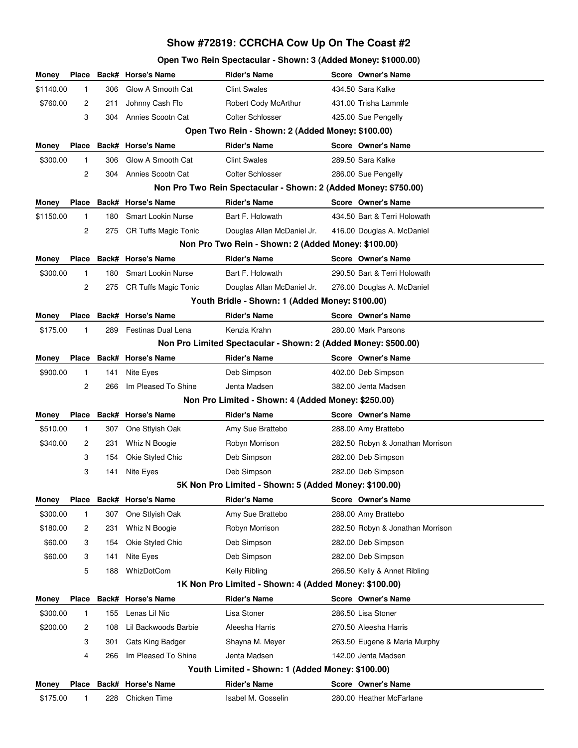# Show #72819: CCRCHA Cow Up On The Coast #2

### Open Two Rein Spectacular - Shown: 3 (Added Money: $1000.00)

| Money | Place | Back# | Horse's Name | Rider's Name | Score | Owner's Name |
|---|---|---|---|---|---|---|
| $1140.00 | 1 | 306 | Glow A Smooth Cat | Clint Swales | 434.50 | Sara Kalke |
| $760.00 | 2 | 211 | Johnny Cash Flo | Robert Cody McArthur | 431.00 | Trisha Lammle |
| | 3 | 304 | Annies Scootn Cat | Colter Schlosser | 425.00 | Sue Pengelly |

### Open Two Rein - Shown: 2 (Added Money: $100.00)

| Money | Place | Back# | Horse's Name | Rider's Name | Score | Owner's Name |
|---|---|---|---|---|---|---|
| $300.00 | 1 | 306 | Glow A Smooth Cat | Clint Swales | 289.50 | Sara Kalke |
| | 2 | 304 | Annies Scootn Cat | Colter Schlosser | 286.00 | Sue Pengelly |

### Non Pro Two Rein Spectacular - Shown: 2 (Added Money: $750.00)

| Money | Place | Back# | Horse's Name | Rider's Name | Score | Owner's Name |
|---|---|---|---|---|---|---|
| $1150.00 | 1 | 180 | Smart Lookin Nurse | Bart F. Holowath | 434.50 | Bart & Terri Holowath |
| | 2 | 275 | CR Tuffs Magic Tonic | Douglas Allan McDaniel Jr. | 416.00 | Douglas A. McDaniel |

### Non Pro Two Rein - Shown: 2 (Added Money: $100.00)

| Money | Place | Back# | Horse's Name | Rider's Name | Score | Owner's Name |
|---|---|---|---|---|---|---|
| $300.00 | 1 | 180 | Smart Lookin Nurse | Bart F. Holowath | 290.50 | Bart & Terri Holowath |
| | 2 | 275 | CR Tuffs Magic Tonic | Douglas Allan McDaniel Jr. | 276.00 | Douglas A. McDaniel |

### Youth Bridle - Shown: 1 (Added Money: $100.00)

| Money | Place | Back# | Horse's Name | Rider's Name | Score | Owner's Name |
|---|---|---|---|---|---|---|
| $175.00 | 1 | 289 | Festinas Dual Lena | Kenzia Krahn | 280.00 | Mark Parsons |

### Non Pro Limited Spectacular - Shown: 2 (Added Money: $500.00)

| Money | Place | Back# | Horse's Name | Rider's Name | Score | Owner's Name |
|---|---|---|---|---|---|---|
| $900.00 | 1 | 141 | Nite Eyes | Deb Simpson | 402.00 | Deb Simpson |
| | 2 | 266 | Im Pleased To Shine | Jenta Madsen | 382.00 | Jenta Madsen |

### Non Pro Limited - Shown: 4 (Added Money: $250.00)

| Money | Place | Back# | Horse's Name | Rider's Name | Score | Owner's Name |
|---|---|---|---|---|---|---|
| $510.00 | 1 | 307 | One Stlyish Oak | Amy Sue Brattebo | 288.00 | Amy Brattebo |
| $340.00 | 2 | 231 | Whiz N Boogie | Robyn Morrison | 282.50 | Robyn & Jonathan Morrison |
| | 3 | 154 | Okie Styled Chic | Deb Simpson | 282.00 | Deb Simpson |
| | 3 | 141 | Nite Eyes | Deb Simpson | 282.00 | Deb Simpson |

### 5K Non Pro Limited - Shown: 5 (Added Money: $100.00)

| Money | Place | Back# | Horse's Name | Rider's Name | Score | Owner's Name |
|---|---|---|---|---|---|---|
| $300.00 | 1 | 307 | One Stlyish Oak | Amy Sue Brattebo | 288.00 | Amy Brattebo |
| $180.00 | 2 | 231 | Whiz N Boogie | Robyn Morrison | 282.50 | Robyn & Jonathan Morrison |
| $60.00 | 3 | 154 | Okie Styled Chic | Deb Simpson | 282.00 | Deb Simpson |
| $60.00 | 3 | 141 | Nite Eyes | Deb Simpson | 282.00 | Deb Simpson |
| | 5 | 188 | WhizDotCom | Kelly Ribling | 266.50 | Kelly & Annet Ribling |

### 1K Non Pro Limited - Shown: 4 (Added Money: $100.00)

| Money | Place | Back# | Horse's Name | Rider's Name | Score | Owner's Name |
|---|---|---|---|---|---|---|
| $300.00 | 1 | 155 | Lenas Lil Nic | Lisa Stoner | 286.50 | Lisa Stoner |
| $200.00 | 2 | 108 | Lil Backwoods Barbie | Aleesha Harris | 270.50 | Aleesha Harris |
| | 3 | 301 | Cats King Badger | Shayna M. Meyer | 263.50 | Eugene & Maria Murphy |
| | 4 | 266 | Im Pleased To Shine | Jenta Madsen | 142.00 | Jenta Madsen |

### Youth Limited - Shown: 1 (Added Money: $100.00)

| Money | Place | Back# | Horse's Name | Rider's Name | Score | Owner's Name |
|---|---|---|---|---|---|---|
| $175.00 | 1 | 228 | Chicken Time | Isabel M. Gosselin | 280.00 | Heather McFarlane |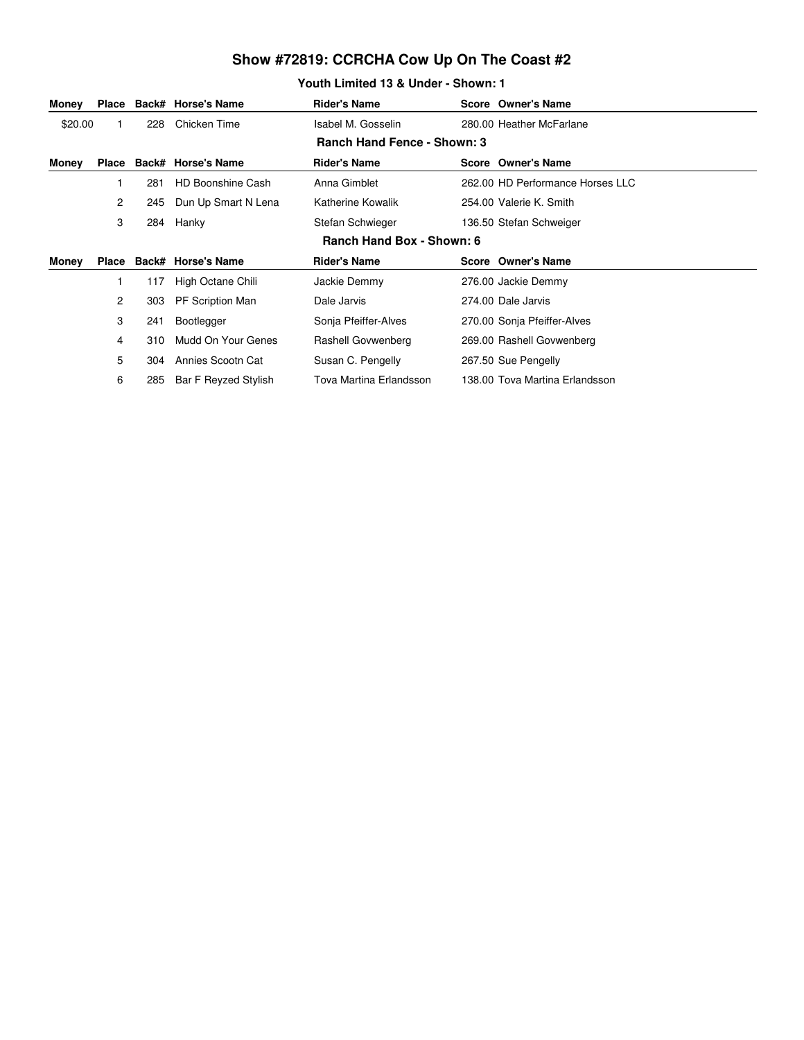# Show #72819: CCRCHA Cow Up On The Coast #2

## Youth Limited 13 & Under - Shown: 1

| Money | Place | Back# | Horse's Name | Rider's Name | Score | Owner's Name |
|---|---|---|---|---|---|---|
| $20.00 | 1 | 228 | Chicken Time | Isabel M. Gosselin | 280.00 | Heather McFarlane |

## Ranch Hand Fence - Shown: 3

| Money | Place | Back# | Horse's Name | Rider's Name | Score | Owner's Name |
|---|---|---|---|---|---|---|
| | 1 | 281 | HD Boonshine Cash | Anna Gimblet | 262.00 | HD Performance Horses LLC |
| | 2 | 245 | Dun Up Smart N Lena | Katherine Kowalik | 254.00 | Valerie K. Smith |
| | 3 | 284 | Hanky | Stefan Schwieger | 136.50 | Stefan Schweiger |

## Ranch Hand Box - Shown: 6

| Money | Place | Back# | Horse's Name | Rider's Name | Score | Owner's Name |
|---|---|---|---|---|---|---|
| | 1 | 117 | High Octane Chili | Jackie Demmy | 276.00 | Jackie Demmy |
| | 2 | 303 | PF Scription Man | Dale Jarvis | 274.00 | Dale Jarvis |
| | 3 | 241 | Bootlegger | Sonja Pfeiffer-Alves | 270.00 | Sonja Pfeiffer-Alves |
| | 4 | 310 | Mudd On Your Genes | Rashell Govwenberg | 269.00 | Rashell Govwenberg |
| | 5 | 304 | Annies Scootn Cat | Susan C. Pengelly | 267.50 | Sue Pengelly |
| | 6 | 285 | Bar F Reyzed Stylish | Tova Martina Erlandsson | 138.00 | Tova Martina Erlandsson |